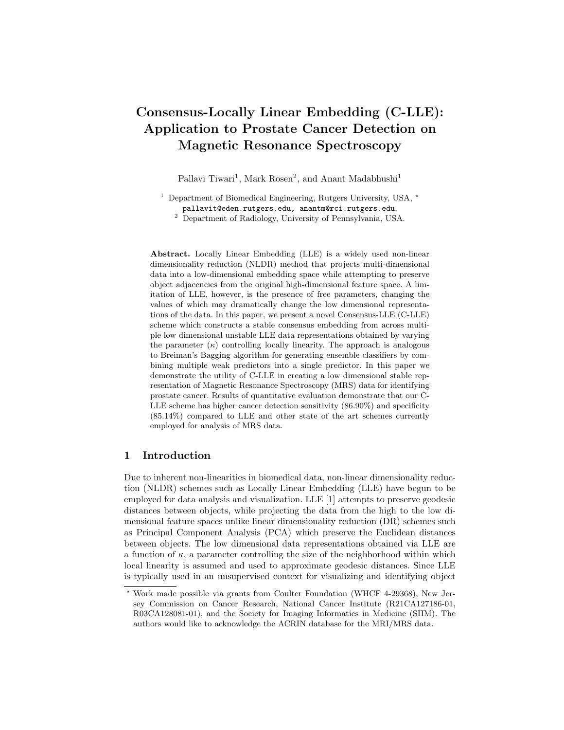# Consensus-Locally Linear Embedding (C-LLE): Application to Prostate Cancer Detection on Magnetic Resonance Spectroscopy

Pallavi Tiwari[1], Mark Rosen[2], and Anant Madabhushi[1]

[1] Department of Biomedical Engineering, Rutgers University, USA, *
pallavit@eden.rutgers.edu, anantm@rci.rutgers.edu,
[2] Department of Radiology, University of Pennsylvania, USA.

**Abstract.** Locally Linear Embedding (LLE) is a widely used non-linear dimensionality reduction (NLDR) method that projects multi-dimensional data into a low-dimensional embedding space while attempting to preserve object adjacencies from the original high-dimensional feature space. A limitation of LLE, however, is the presence of free parameters, changing the values of which may dramatically change the low dimensional representations of the data. In this paper, we present a novel Consensus-LLE (C-LLE) scheme which constructs a stable consensus embedding from across multiple low dimensional unstable LLE data representations obtained by varying the parameter ($\kappa$) controlling locally linearity. The approach is analogous to Breiman's Bagging algorithm for generating ensemble classifiers by combining multiple weak predictors into a single predictor. In this paper we demonstrate the utility of C-LLE in creating a low dimensional stable representation of Magnetic Resonance Spectroscopy (MRS) data for identifying prostate cancer. Results of quantitative evaluation demonstrate that our C-LLE scheme has higher cancer detection sensitivity (86.90%) and specificity (85.14%) compared to LLE and other state of the art schemes currently employed for analysis of MRS data.

## 1 Introduction

Due to inherent non-linearities in biomedical data, non-linear dimensionality reduction (NLDR) schemes such as Locally Linear Embedding (LLE) have begun to be employed for data analysis and visualization. LLE [1] attempts to preserve geodesic distances between objects, while projecting the data from the high to the low dimensional feature spaces unlike linear dimensionality reduction (DR) schemes such as Principal Component Analysis (PCA) which preserve the Euclidean distances between objects. The low dimensional data representations obtained via LLE are a function of $\kappa$, a parameter controlling the size of the neighborhood within which local linearity is assumed and used to approximate geodesic distances. Since LLE is typically used in an unsupervised context for visualizing and identifying object

* Work made possible via grants from Coulter Foundation (WHCF 4-29368), New Jersey Commission on Cancer Research, National Cancer Institute (R21CA127186-01, R03CA128081-01), and the Society for Imaging Informatics in Medicine (SIIM). The authors would like to acknowledge the ACRIN database for the MRI/MRS data.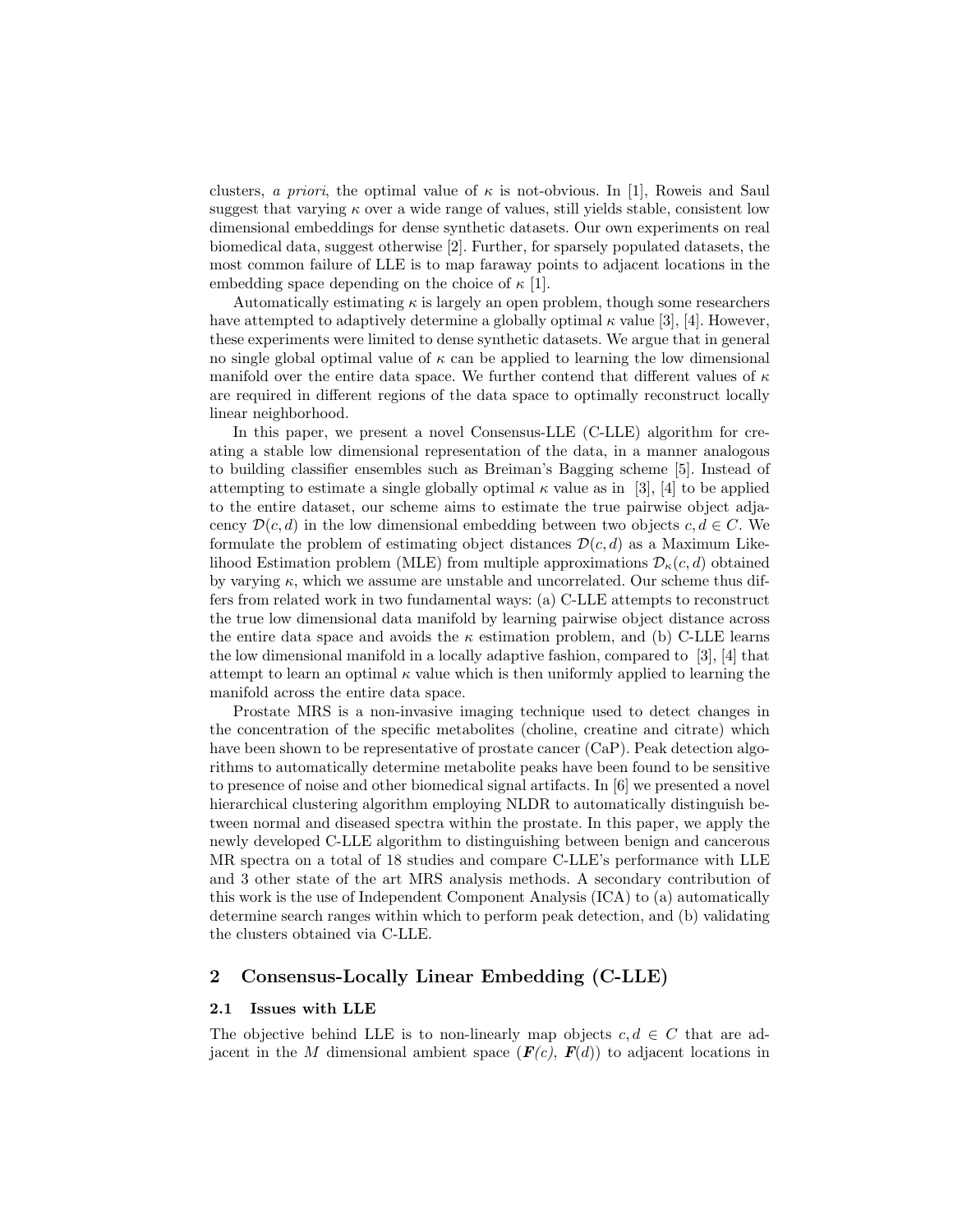clusters, *a priori*, the optimal value of $\kappa$ is not-obvious. In [1], Roweis and Saul suggest that varying $\kappa$ over a wide range of values, still yields stable, consistent low dimensional embeddings for dense synthetic datasets. Our own experiments on real biomedical data, suggest otherwise [2]. Further, for sparsely populated datasets, the most common failure of LLE is to map faraway points to adjacent locations in the embedding space depending on the choice of $\kappa$ [1].

Automatically estimating $\kappa$ is largely an open problem, though some researchers have attempted to adaptively determine a globally optimal $\kappa$ value [3], [4]. However, these experiments were limited to dense synthetic datasets. We argue that in general no single global optimal value of $\kappa$ can be applied to learning the low dimensional manifold over the entire data space. We further contend that different values of $\kappa$ are required in different regions of the data space to optimally reconstruct locally linear neighborhood.

In this paper, we present a novel Consensus-LLE (C-LLE) algorithm for creating a stable low dimensional representation of the data, in a manner analogous to building classifier ensembles such as Breiman's Bagging scheme [5]. Instead of attempting to estimate a single globally optimal $\kappa$ value as in [3], [4] to be applied to the entire dataset, our scheme aims to estimate the true pairwise object adjacency $\mathcal{D}(c,d)$ in the low dimensional embedding between two objects $c, d \in C$. We formulate the problem of estimating object distances $\mathcal{D}(c,d)$ as a Maximum Likelihood Estimation problem (MLE) from multiple approximations $\mathcal{D}_\kappa(c,d)$ obtained by varying $\kappa$, which we assume are unstable and uncorrelated. Our scheme thus differs from related work in two fundamental ways: (a) C-LLE attempts to reconstruct the true low dimensional data manifold by learning pairwise object distance across the entire data space and avoids the $\kappa$ estimation problem, and (b) C-LLE learns the low dimensional manifold in a locally adaptive fashion, compared to [3], [4] that attempt to learn an optimal $\kappa$ value which is then uniformly applied to learning the manifold across the entire data space.

Prostate MRS is a non-invasive imaging technique used to detect changes in the concentration of the specific metabolites (choline, creatine and citrate) which have been shown to be representative of prostate cancer (CaP). Peak detection algorithms to automatically determine metabolite peaks have been found to be sensitive to presence of noise and other biomedical signal artifacts. In [6] we presented a novel hierarchical clustering algorithm employing NLDR to automatically distinguish between normal and diseased spectra within the prostate. In this paper, we apply the newly developed C-LLE algorithm to distinguishing between benign and cancerous MR spectra on a total of 18 studies and compare C-LLE's performance with LLE and 3 other state of the art MRS analysis methods. A secondary contribution of this work is the use of Independent Component Analysis (ICA) to (a) automatically determine search ranges within which to perform peak detection, and (b) validating the clusters obtained via C-LLE.

## 2 Consensus-Locally Linear Embedding (C-LLE)

### 2.1 Issues with LLE

The objective behind LLE is to non-linearly map objects $c, d \in C$ that are adjacent in the $M$ dimensional ambient space ($\boldsymbol{F}(c)$, $\boldsymbol{F}(d)$) to adjacent locations in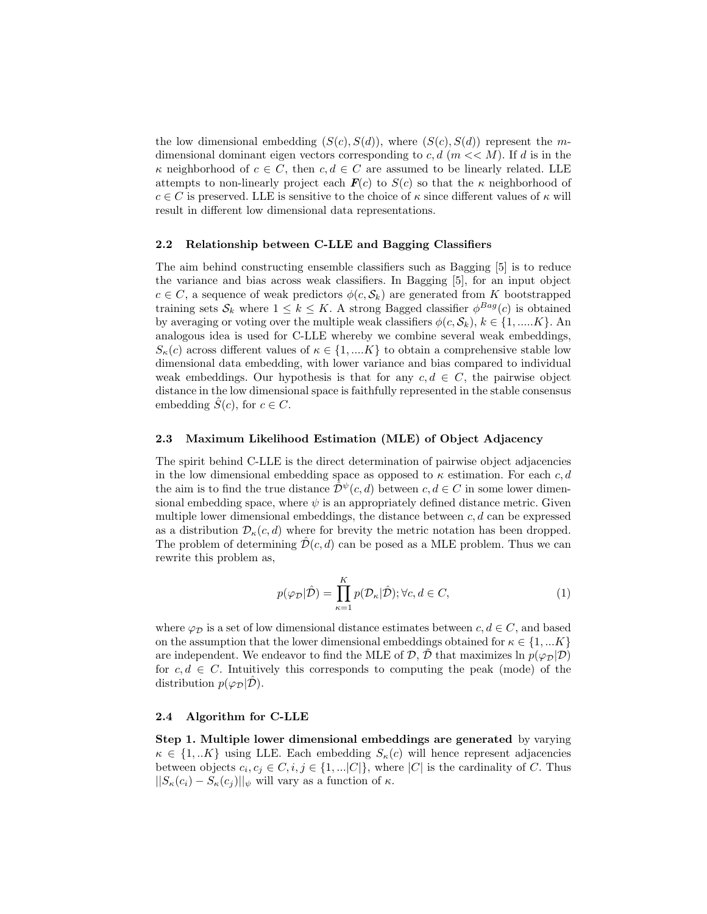the low dimensional embedding $(S(c), S(d))$, where $(S(c), S(d))$ represent the $m$-dimensional dominant eigen vectors corresponding to $c, d$ ($m << M$). If $d$ is in the $\kappa$ neighborhood of $c \in C$, then $c, d \in C$ are assumed to be linearly related. LLE attempts to non-linearly project each $\boldsymbol{F}(c)$ to $S(c)$ so that the $\kappa$ neighborhood of $c \in C$ is preserved. LLE is sensitive to the choice of $\kappa$ since different values of $\kappa$ will result in different low dimensional data representations.

### 2.2 Relationship between C-LLE and Bagging Classifiers

The aim behind constructing ensemble classifiers such as Bagging [5] is to reduce the variance and bias across weak classifiers. In Bagging [5], for an input object $c \in C$, a sequence of weak predictors $\phi(c, \mathcal{S}_k)$ are generated from $K$ bootstrapped training sets $\mathcal{S}_k$ where $1 \leq k \leq K$. A strong Bagged classifier $\phi^{Bag}(c)$ is obtained by averaging or voting over the multiple weak classifiers $\phi(c, \mathcal{S}_k)$, $k \in \{1, .....K\}$. An analogous idea is used for C-LLE whereby we combine several weak embeddings, $S_\kappa(c)$ across different values of $\kappa \in \{1, ....K\}$ to obtain a comprehensive stable low dimensional data embedding, with lower variance and bias compared to individual weak embeddings. Our hypothesis is that for any $c, d \in C$, the pairwise object distance in the low dimensional space is faithfully represented in the stable consensus embedding $\hat{S}(c)$, for $c \in C$.

### 2.3 Maximum Likelihood Estimation (MLE) of Object Adjacency

The spirit behind C-LLE is the direct determination of pairwise object adjacencies in the low dimensional embedding space as opposed to $\kappa$ estimation. For each $c, d$ the aim is to find the true distance $\hat{\mathcal{D}}^{\psi}(c, d)$ between $c, d \in C$ in some lower dimensional embedding space, where $\psi$ is an appropriately defined distance metric. Given multiple lower dimensional embeddings, the distance between $c, d$ can be expressed as a distribution $\mathcal{D}_\kappa(c, d)$ where for brevity the metric notation has been dropped. The problem of determining $\hat{\mathcal{D}}(c, d)$ can be posed as a MLE problem. Thus we can rewrite this problem as,

$$p(\varphi_{\mathcal{D}}|\hat{\mathcal{D}}) = \prod_{\kappa=1}^{K} p(\mathcal{D}_\kappa|\hat{\mathcal{D}}); \forall c, d \in C, \tag{1}$$

where $\varphi_{\mathcal{D}}$ is a set of low dimensional distance estimates between $c, d \in C$, and based on the assumption that the lower dimensional embeddings obtained for $\kappa \in \{1, ...K\}$ are independent. We endeavor to find the MLE of $\mathcal{D}$, $\hat{\mathcal{D}}$ that maximizes $\ln p(\varphi_{\mathcal{D}}|\mathcal{D})$ for $c, d \in C$. Intuitively this corresponds to computing the peak (mode) of the distribution $p(\varphi_{\mathcal{D}}|\hat{\mathcal{D}})$.

### 2.4 Algorithm for C-LLE

**Step 1. Multiple lower dimensional embeddings are generated** by varying $\kappa \in \{1, ..K\}$ using LLE. Each embedding $S_\kappa(c)$ will hence represent adjacencies between objects $c_i, c_j \in C, i, j \in \{1, ...|C|\}$, where $|C|$ is the cardinality of $C$. Thus $||S_\kappa(c_i) - S_\kappa(c_j)||_\psi$ will vary as a function of $\kappa$.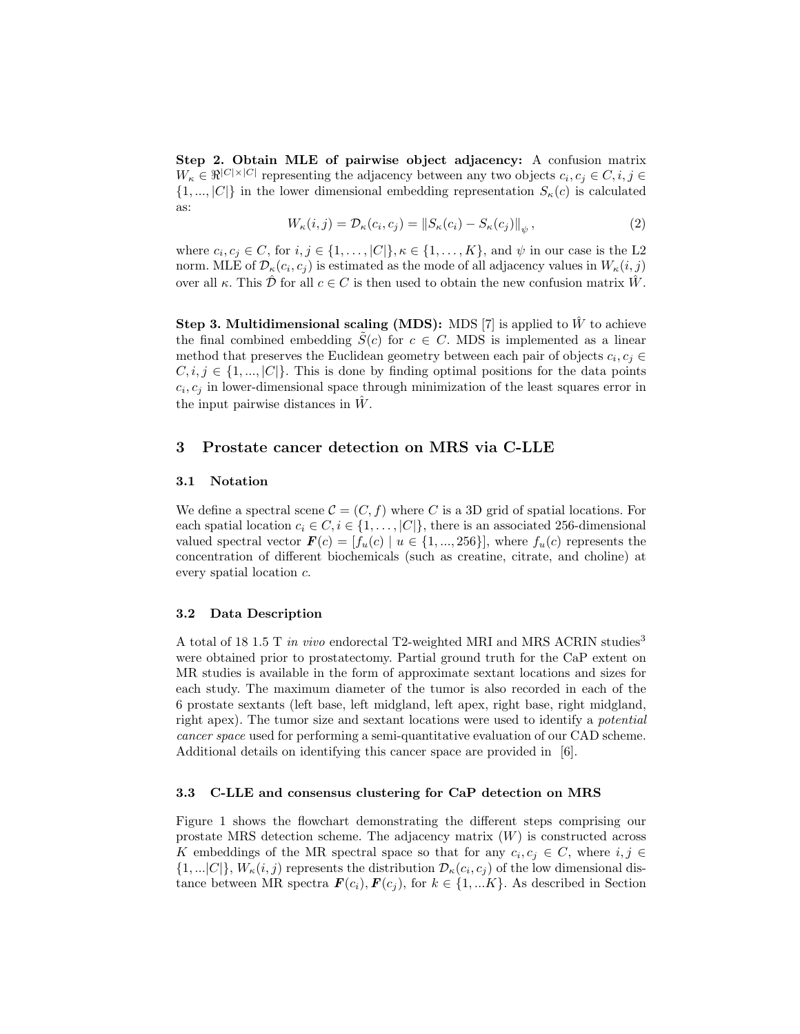**Step 2. Obtain MLE of pairwise object adjacency:** A confusion matrix $W_\kappa \in \Re^{|C|\times|C|}$ representing the adjacency between any two objects $c_i, c_j \in C, i, j \in \{1, ..., |C|\}$ in the lower dimensional embedding representation $S_\kappa(c)$ is calculated as:

$$W_\kappa(i,j) = \mathcal{D}_\kappa(c_i, c_j) = \|S_\kappa(c_i) - S_\kappa(c_j)\|_\psi \,, \tag{2}$$

where $c_i, c_j \in C$, for $i, j \in \{1, \ldots, |C|\}, \kappa \in \{1, \ldots, K\}$, and $\psi$ in our case is the L2 norm. MLE of $\mathcal{D}_\kappa(c_i, c_j)$ is estimated as the mode of all adjacency values in $W_\kappa(i,j)$ over all $\kappa$. This $\hat{\mathcal{D}}$ for all $c \in C$ is then used to obtain the new confusion matrix $\hat{W}$.

**Step 3. Multidimensional scaling (MDS):** MDS [7] is applied to $\hat{W}$ to achieve the final combined embedding $\tilde{S}(c)$ for $c \in C$. MDS is implemented as a linear method that preserves the Euclidean geometry between each pair of objects $c_i, c_j \in C, i, j \in \{1, ..., |C|\}$. This is done by finding optimal positions for the data points $c_i, c_j$ in lower-dimensional space through minimization of the least squares error in the input pairwise distances in $\hat{W}$.

## 3 Prostate cancer detection on MRS via C-LLE

### 3.1 Notation

We define a spectral scene $\mathcal{C} = (C, f)$ where $C$ is a 3D grid of spatial locations. For each spatial location $c_i \in C, i \in \{1, \ldots, |C|\}$, there is an associated 256-dimensional valued spectral vector $\boldsymbol{F}(c) = [f_u(c) \mid u \in \{1, ..., 256\}]$, where $f_u(c)$ represents the concentration of different biochemicals (such as creatine, citrate, and choline) at every spatial location $c$.

### 3.2 Data Description

A total of 18 1.5 T *in vivo* endorectal T2-weighted MRI and MRS ACRIN studies[3] were obtained prior to prostatectomy. Partial ground truth for the CaP extent on MR studies is available in the form of approximate sextant locations and sizes for each study. The maximum diameter of the tumor is also recorded in each of the 6 prostate sextants (left base, left midgland, left apex, right base, right midgland, right apex). The tumor size and sextant locations were used to identify a *potential cancer space* used for performing a semi-quantitative evaluation of our CAD scheme. Additional details on identifying this cancer space are provided in [6].

### 3.3 C-LLE and consensus clustering for CaP detection on MRS

Figure 1 shows the flowchart demonstrating the different steps comprising our prostate MRS detection scheme. The adjacency matrix ($W$) is constructed across $K$ embeddings of the MR spectral space so that for any $c_i, c_j \in C$, where $i, j \in \{1, ...|C|\}$, $W_\kappa(i,j)$ represents the distribution $\mathcal{D}_\kappa(c_i, c_j)$ of the low dimensional distance between MR spectra $\boldsymbol{F}(c_i), \boldsymbol{F}(c_j)$, for $k \in \{1, ...K\}$. As described in Section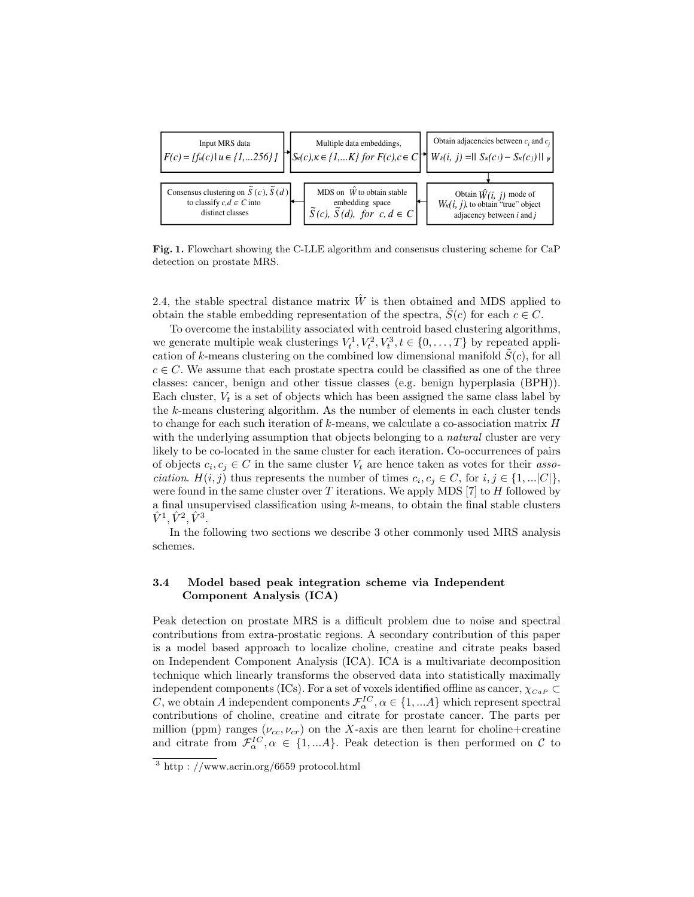Input MRS data
$F(c) = [f_u(c) \mid u \in \{1,...256\}]$

Multiple data embeddings,
$S_\kappa(c), \kappa \in \{1,...K\}$ for $F(c), c \in C$

Obtain adjacencies between $c_i$ and $c_j$
$W_k(i, j) = \| S_\kappa(c_i) - S_\kappa(c_j) \|_\psi$

Obtain $\hat{W}(i, j)$ mode of $W_\kappa(i, j)$, to obtain "true" object adjacency between $i$ and $j$

MDS on $\hat{W}$ to obtain stable embedding space
$\tilde{S}(c), \tilde{S}(d)$, for $c, d \in C$

Consensus clustering on $\tilde{S}(c), \tilde{S}(d)$ to classify $c,d \in C$ into distinct classes

**Fig. 1.** Flowchart showing the C-LLE algorithm and consensus clustering scheme for CaP detection on prostate MRS.

2.4, the stable spectral distance matrix $\hat{W}$ is then obtained and MDS applied to obtain the stable embedding representation of the spectra, $\tilde{S}(c)$ for each $c \in C$.

To overcome the instability associated with centroid based clustering algorithms, we generate multiple weak clusterings $V_t^1, V_t^2, V_t^3, t \in \{0, \ldots, T\}$ by repeated application of $k$-means clustering on the combined low dimensional manifold $\tilde{S}(c)$, for all $c \in C$. We assume that each prostate spectra could be classified as one of the three classes: cancer, benign and other tissue classes (e.g. benign hyperplasia (BPH)). Each cluster, $V_t$ is a set of objects which has been assigned the same class label by the $k$-means clustering algorithm. As the number of elements in each cluster tends to change for each such iteration of $k$-means, we calculate a co-association matrix $H$ with the underlying assumption that objects belonging to a *natural* cluster are very likely to be co-located in the same cluster for each iteration. Co-occurrences of pairs of objects $c_i, c_j \in C$ in the same cluster $V_t$ are hence taken as votes for their *association*. $H(i, j)$ thus represents the number of times $c_i, c_j \in C$, for $i, j \in \{1, \ldots |C|\}$, were found in the same cluster over $T$ iterations. We apply MDS [7] to $H$ followed by a final unsupervised classification using $k$-means, to obtain the final stable clusters $\hat{V}^1, \hat{V}^2, \hat{V}^3$.

In the following two sections we describe 3 other commonly used MRS analysis schemes.

### 3.4 Model based peak integration scheme via Independent Component Analysis (ICA)

Peak detection on prostate MRS is a difficult problem due to noise and spectral contributions from extra-prostatic regions. A secondary contribution of this paper is a model based approach to localize choline, creatine and citrate peaks based on Independent Component Analysis (ICA). ICA is a multivariate decomposition technique which linearly transforms the observed data into statistically maximally independent components (ICs). For a set of voxels identified offline as cancer, $\chi_{CaP} \subset C$, we obtain $A$ independent components $\mathcal{F}_\alpha^{IC}, \alpha \in \{1, \ldots A\}$ which represent spectral contributions of choline, creatine and citrate for prostate cancer. The parts per million (ppm) ranges ($\nu_{cc}, \nu_{cr}$) on the $X$-axis are then learnt for choline+creatine and citrate from $\mathcal{F}_\alpha^{IC}, \alpha \in \{1, \ldots A\}$. Peak detection is then performed on $\mathcal{C}$ to

[3] http : //www.acrin.org/6659 protocol.html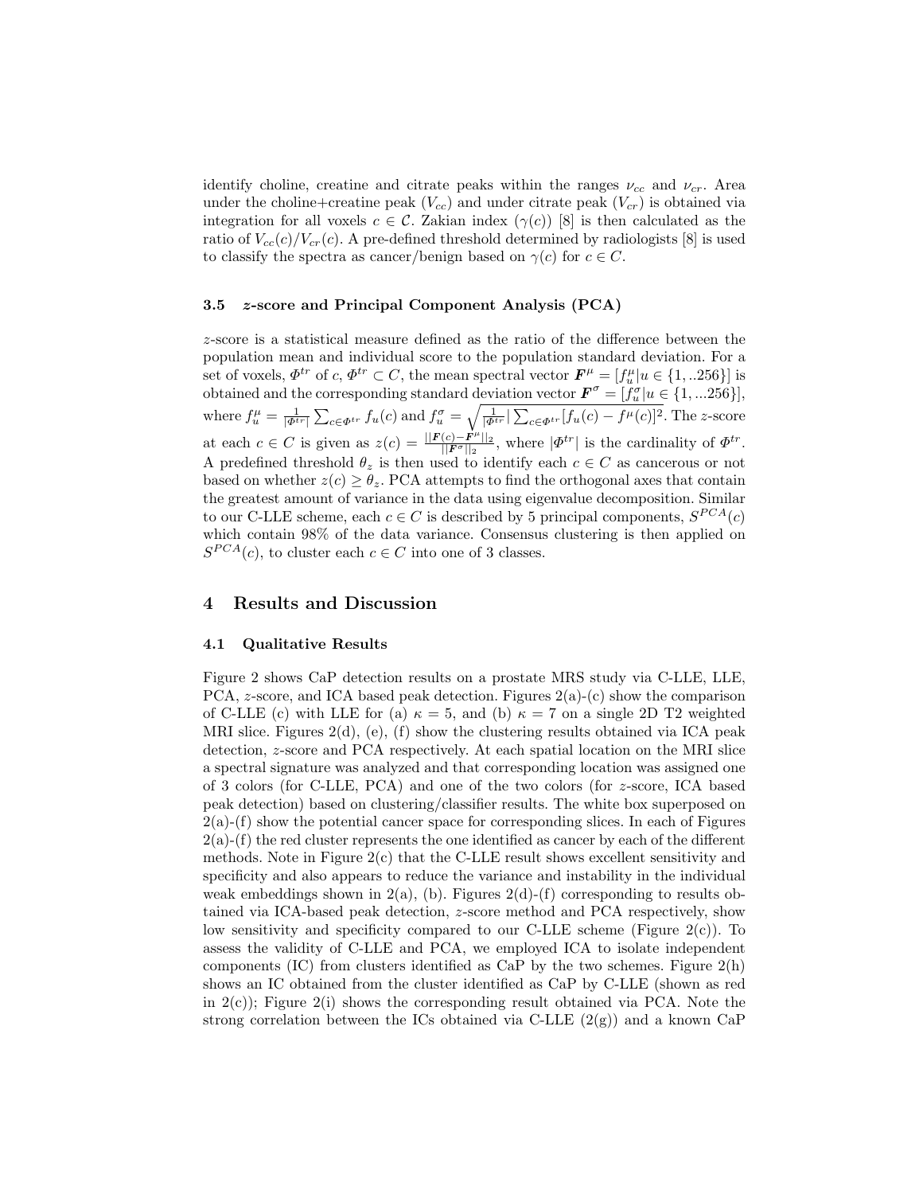identify choline, creatine and citrate peaks within the ranges $\nu_{cc}$ and $\nu_{cr}$. Area under the choline+creatine peak ($V_{cc}$) and under citrate peak ($V_{cr}$) is obtained via integration for all voxels $c \in \mathcal{C}$. Zakian index ($\gamma(c)$) [8] is then calculated as the ratio of $V_{cc}(c)/V_{cr}(c)$. A pre-defined threshold determined by radiologists [8] is used to classify the spectra as cancer/benign based on $\gamma(c)$ for $c \in C$.

### 3.5 $z$-score and Principal Component Analysis (PCA)

$z$-score is a statistical measure defined as the ratio of the difference between the population mean and individual score to the population standard deviation. For a set of voxels, $\Phi^{tr}$ of $c$, $\Phi^{tr} \subset C$, the mean spectral vector $\boldsymbol{F}^{\mu} = [f_u^{\mu} | u \in \{1,..256\}]$ is obtained and the corresponding standard deviation vector $\boldsymbol{F}^{\sigma} = [f_u^{\sigma} | u \in \{1,...256\}]$, where $f_u^{\mu} = \frac{1}{|\Phi^{tr}|}\sum_{c \in \Phi^{tr}} f_u(c)$ and $f_u^{\sigma} = \sqrt{\frac{1}{|\Phi^{tr}|}\sum_{c \in \Phi^{tr}}[f_u(c) - f^{\mu}(c)]^2}$. The $z$-score at each $c \in C$ is given as $z(c) = \frac{||\boldsymbol{F}(c) - \boldsymbol{F}^{\mu}||_2}{||\boldsymbol{F}^{\sigma}||_2}$, where $|\Phi^{tr}|$ is the cardinality of $\Phi^{tr}$. A predefined threshold $\theta_z$ is then used to identify each $c \in C$ as cancerous or not based on whether $z(c) \geq \theta_z$. PCA attempts to find the orthogonal axes that contain the greatest amount of variance in the data using eigenvalue decomposition. Similar to our C-LLE scheme, each $c \in C$ is described by 5 principal components, $S^{PCA}(c)$ which contain 98% of the data variance. Consensus clustering is then applied on $S^{PCA}(c)$, to cluster each $c \in C$ into one of 3 classes.

## 4 Results and Discussion

### 4.1 Qualitative Results

Figure 2 shows CaP detection results on a prostate MRS study via C-LLE, LLE, PCA, $z$-score, and ICA based peak detection. Figures 2(a)-(c) show the comparison of C-LLE (c) with LLE for (a) $\kappa = 5$, and (b) $\kappa = 7$ on a single 2D T2 weighted MRI slice. Figures 2(d), (e), (f) show the clustering results obtained via ICA peak detection, $z$-score and PCA respectively. At each spatial location on the MRI slice a spectral signature was analyzed and that corresponding location was assigned one of 3 colors (for C-LLE, PCA) and one of the two colors (for $z$-score, ICA based peak detection) based on clustering/classifier results. The white box superposed on 2(a)-(f) show the potential cancer space for corresponding slices. In each of Figures 2(a)-(f) the red cluster represents the one identified as cancer by each of the different methods. Note in Figure 2(c) that the C-LLE result shows excellent sensitivity and specificity and also appears to reduce the variance and instability in the individual weak embeddings shown in 2(a), (b). Figures 2(d)-(f) corresponding to results obtained via ICA-based peak detection, $z$-score method and PCA respectively, show low sensitivity and specificity compared to our C-LLE scheme (Figure 2(c)). To assess the validity of C-LLE and PCA, we employed ICA to isolate independent components (IC) from clusters identified as CaP by the two schemes. Figure 2(h) shows an IC obtained from the cluster identified as CaP by C-LLE (shown as red in 2(c)); Figure 2(i) shows the corresponding result obtained via PCA. Note the strong correlation between the ICs obtained via C-LLE (2(g)) and a known CaP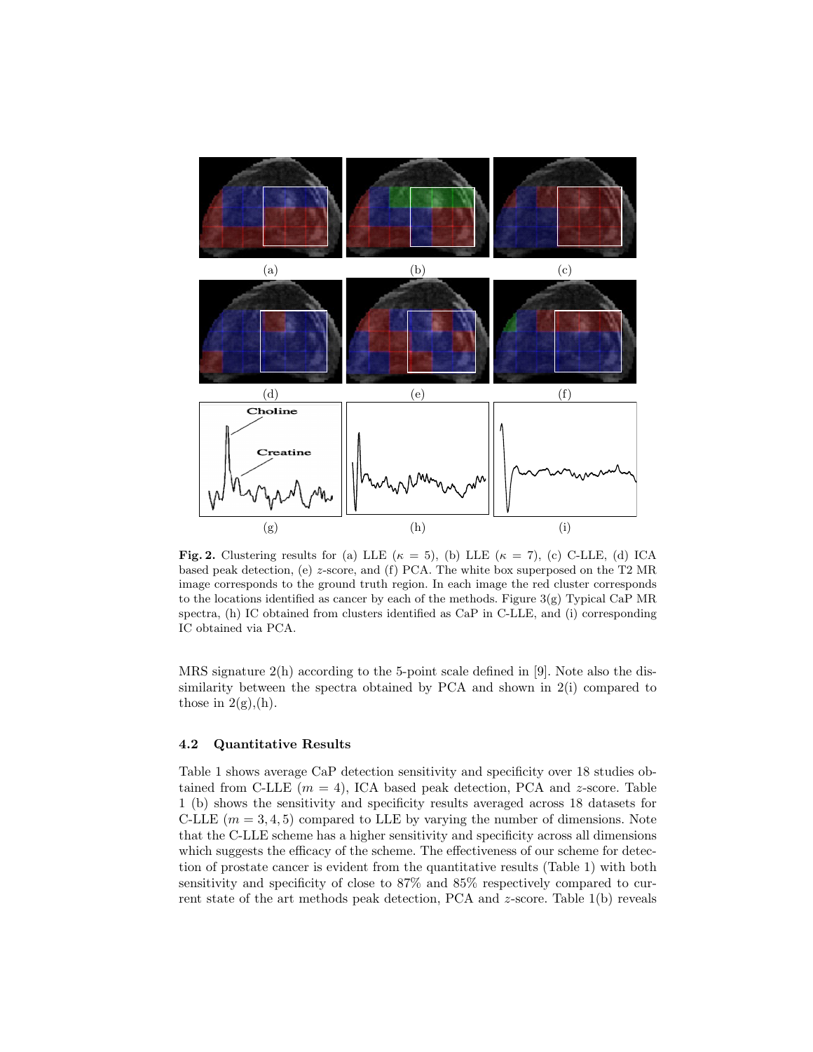**Fig. 2.** Clustering results for (a) LLE ($\kappa = 5$), (b) LLE ($\kappa = 7$), (c) C-LLE, (d) ICA based peak detection, (e) $z$-score, and (f) PCA. The white box superposed on the T2 MR image corresponds to the ground truth region. In each image the red cluster corresponds to the locations identified as cancer by each of the methods. Figure 3(g) Typical CaP MR spectra, (h) IC obtained from clusters identified as CaP in C-LLE, and (i) corresponding IC obtained via PCA.

MRS signature 2(h) according to the 5-point scale defined in [9]. Note also the dissimilarity between the spectra obtained by PCA and shown in 2(i) compared to those in 2(g),(h).

### 4.2 Quantitative Results

Table 1 shows average CaP detection sensitivity and specificity over 18 studies obtained from C-LLE ($m = 4$), ICA based peak detection, PCA and $z$-score. Table 1 (b) shows the sensitivity and specificity results averaged across 18 datasets for C-LLE ($m = 3, 4, 5$) compared to LLE by varying the number of dimensions. Note that the C-LLE scheme has a higher sensitivity and specificity across all dimensions which suggests the efficacy of the scheme. The effectiveness of our scheme for detection of prostate cancer is evident from the quantitative results (Table 1) with both sensitivity and specificity of close to 87% and 85% respectively compared to current state of the art methods peak detection, PCA and $z$-score. Table 1(b) reveals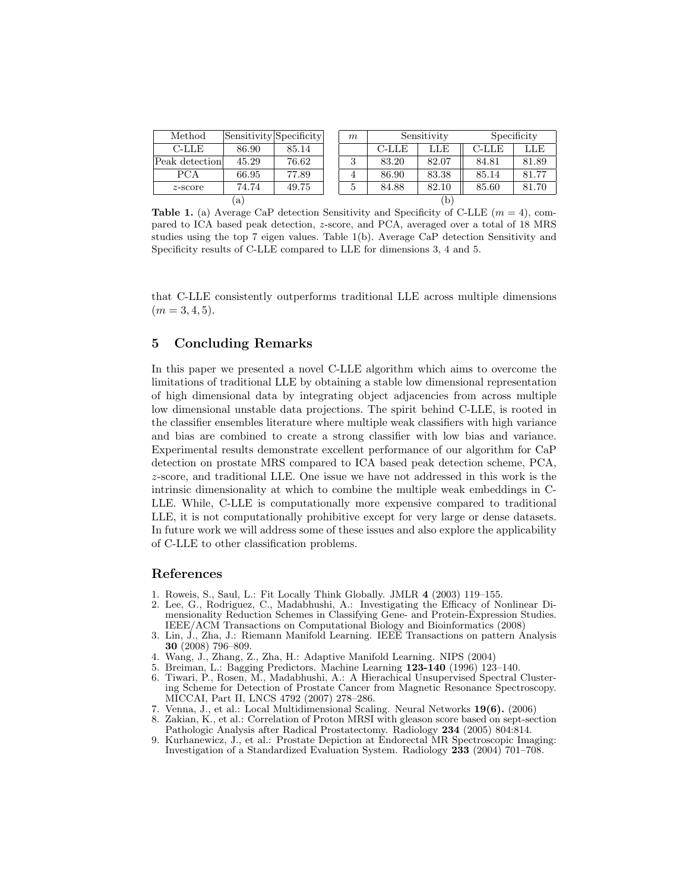| Method | Sensitivity | Specificity |
|---|---|---|
| C-LLE | 86.90 | 85.14 |
| Peak detection | 45.29 | 76.62 |
| PCA | 66.95 | 77.89 |
| $z$-score | 74.74 | 49.75 |

(a)

| $m$ | Sensitivity | | Specificity | |
|---|---|---|---|---|
| | C-LLE | LLE | C-LLE | LLE |
| 3 | 83.20 | 82.07 | 84.81 | 81.89 |
| 4 | 86.90 | 83.38 | 85.14 | 81.77 |
| 5 | 84.88 | 82.10 | 85.60 | 81.70 |

(b)

**Table 1.** (a) Average CaP detection Sensitivity and Specificity of C-LLE ($m = 4$), compared to ICA based peak detection, $z$-score, and PCA, averaged over a total of 18 MRS studies using the top 7 eigen values. Table 1(b). Average CaP detection Sensitivity and Specificity results of C-LLE compared to LLE for dimensions 3, 4 and 5.

that C-LLE consistently outperforms traditional LLE across multiple dimensions ($m = 3, 4, 5$).

## 5 Concluding Remarks

In this paper we presented a novel C-LLE algorithm which aims to overcome the limitations of traditional LLE by obtaining a stable low dimensional representation of high dimensional data by integrating object adjacencies from across multiple low dimensional unstable data projections. The spirit behind C-LLE, is rooted in the classifier ensembles literature where multiple weak classifiers with high variance and bias are combined to create a strong classifier with low bias and variance. Experimental results demonstrate excellent performance of our algorithm for CaP detection on prostate MRS compared to ICA based peak detection scheme, PCA, $z$-score, and traditional LLE. One issue we have not addressed in this work is the intrinsic dimensionality at which to combine the multiple weak embeddings in C-LLE. While, C-LLE is computationally more expensive compared to traditional LLE, it is not computationally prohibitive except for very large or dense datasets. In future work we will address some of these issues and also explore the applicability of C-LLE to other classification problems.

## References

1. Roweis, S., Saul, L.: Fit Locally Think Globally. JMLR **4** (2003) 119–155.
2. Lee, G., Rodriguez, C., Madabhushi, A.: Investigating the Efficacy of Nonlinear Dimensionality Reduction Schemes in Classifying Gene- and Protein-Expression Studies. IEEE/ACM Transactions on Computational Biology and Bioinformatics (2008)
3. Lin, J., Zha, J.: Riemann Manifold Learning. IEEE Transactions on pattern Analysis **30** (2008) 796–809.
4. Wang, J., Zhang, Z., Zha, H.: Adaptive Manifold Learning. NIPS (2004)
5. Breiman, L.: Bagging Predictors. Machine Learning **123-140** (1996) 123–140.
6. Tiwari, P., Rosen, M., Madabhushi, A.: A Hierachical Unsupervised Spectral Clustering Scheme for Detection of Prostate Cancer from Magnetic Resonance Spectroscopy. MICCAI, Part II, LNCS 4792 (2007) 278–286.
7. Venna, J., et al.: Local Multidimensional Scaling. Neural Networks **19(6).** (2006)
8. Zakian, K., et al.: Correlation of Proton MRSI with gleason score based on sept-section Pathologic Analysis after Radical Prostatectomy. Radiology **234** (2005) 804:814.
9. Kurhanewicz, J., et al.: Prostate Depiction at Endorectal MR Spectroscopic Imaging: Investigation of a Standardized Evaluation System. Radiology **233** (2004) 701–708.